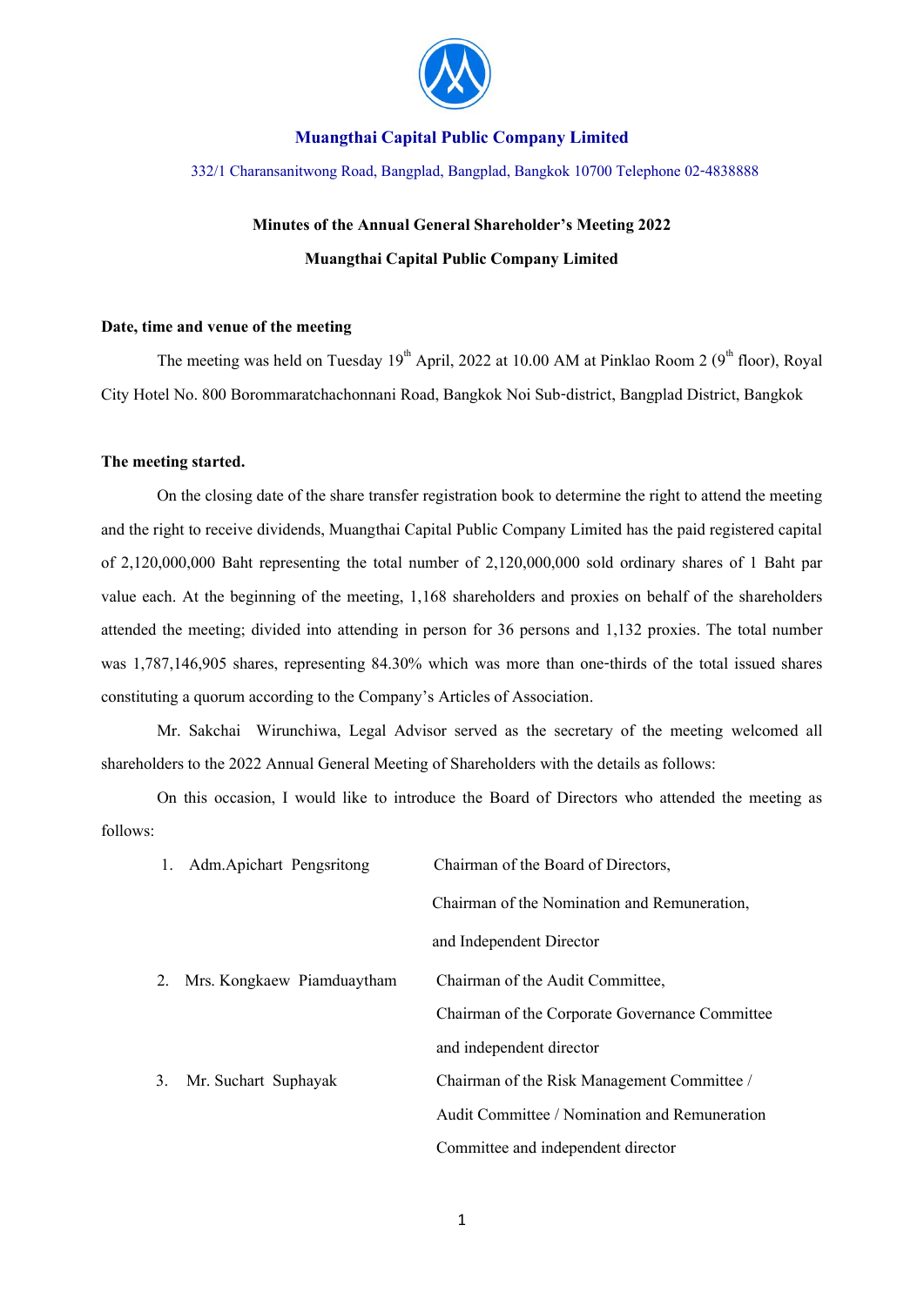**Muangthai Capital Public Company Limited**

332/1 Charansanitwong Road, Bangplad, Bangplad, Bangkok 10700 Telephone 02-4838888

## Minutes of the Annual General Shareholder's Meeting 2022

## Muangthai Capital Public Company Limited

**Date, time and venue of the meeting**

The meeting was held on Tuesday 19th April, 2022 at 10.00 AM at Pinklao Room 2 (9th floor), Royal City Hotel No. 800 Borommaratchachonnani Road, Bangkok Noi Sub-district, Bangplad District, Bangkok

**The meeting started.**

On the closing date of the share transfer registration book to determine the right to attend the meeting and the right to receive dividends, Muangthai Capital Public Company Limited has the paid registered capital of 2,120,000,000 Baht representing the total number of 2,120,000,000 sold ordinary shares of 1 Baht par value each. At the beginning of the meeting, 1,168 shareholders and proxies on behalf of the shareholders attended the meeting; divided into attending in person for 36 persons and 1,132 proxies. The total number was 1,787,146,905 shares, representing 84.30% which was more than one-thirds of the total issued shares constituting a quorum according to the Company's Articles of Association.

Mr. Sakchai Wirunchiwa, Legal Advisor served as the secretary of the meeting welcomed all shareholders to the 2022 Annual General Meeting of Shareholders with the details as follows:

On this occasion, I would like to introduce the Board of Directors who attended the meeting as follows:

1. Adm.Apichart Pengsritong — Chairman of the Board of Directors, Chairman of the Nomination and Remuneration, and Independent Director
2. Mrs. Kongkaew Piamduaytham — Chairman of the Audit Committee, Chairman of the Corporate Governance Committee and independent director
3. Mr. Suchart Suphayak — Chairman of the Risk Management Committee / Audit Committee / Nomination and Remuneration Committee and independent director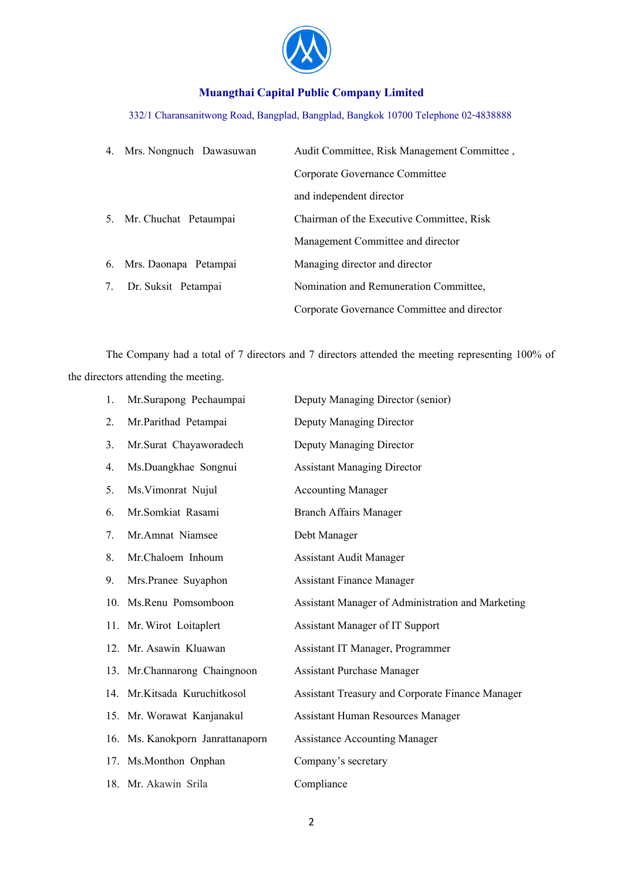**Muangthai Capital Public Company Limited**

332/1 Charansanitwong Road, Bangplad, Bangplad, Bangkok 10700 Telephone 02-4838888

| | | |
|---|---|---|
| 4. | Mrs. Nongnuch Dawasuwan | Audit Committee, Risk Management Committee , Corporate Governance Committee and independent director |
| 5. | Mr. Chuchat Petaumpai | Chairman of the Executive Committee, Risk Management Committee and director |
| 6. | Mrs. Daonapa Petampai | Managing director and director |
| 7. | Dr. Suksit Petampai | Nomination and Remuneration Committee, Corporate Governance Committee and director |

The Company had a total of 7 directors and 7 directors attended the meeting representing 100% of the directors attending the meeting.

| | | |
|---|---|---|
| 1. | Mr.Surapong Pechaumpai | Deputy Managing Director (senior) |
| 2. | Mr.Parithad Petampai | Deputy Managing Director |
| 3. | Mr.Surat Chayaworadech | Deputy Managing Director |
| 4. | Ms.Duangkhae Songnui | Assistant Managing Director |
| 5. | Ms.Vimonrat Nujul | Accounting Manager |
| 6. | Mr.Somkiat Rasami | Branch Affairs Manager |
| 7. | Mr.Amnat Niamsee | Debt Manager |
| 8. | Mr.Chaloem Inhoum | Assistant Audit Manager |
| 9. | Mrs.Pranee Suyaphon | Assistant Finance Manager |
| 10. | Ms.Renu Pomsomboon | Assistant Manager of Administration and Marketing |
| 11. | Mr. Wirot Loitaplert | Assistant Manager of IT Support |
| 12. | Mr. Asawin Kluawan | Assistant IT Manager, Programmer |
| 13. | Mr.Channarong Chaingnoon | Assistant Purchase Manager |
| 14. | Mr.Kitsada Kuruchitkosol | Assistant Treasury and Corporate Finance Manager |
| 15. | Mr. Worawat Kanjanakul | Assistant Human Resources Manager |
| 16. | Ms. Kanokporn Janrattanaporn | Assistance Accounting Manager |
| 17. | Ms.Monthon Onphan | Company's secretary |
| 18. | Mr. Akawin Srila | Compliance |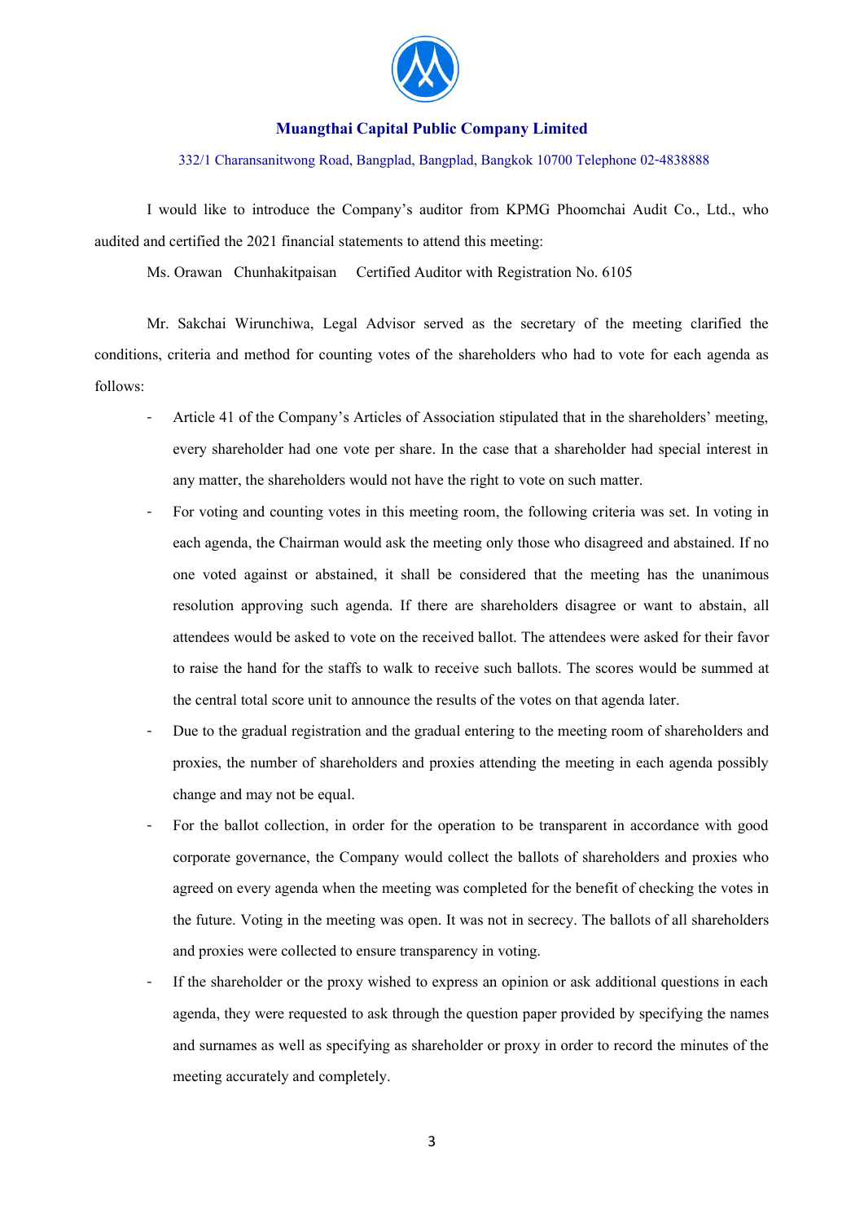I would like to introduce the Company's auditor from KPMG Phoomchai Audit Co., Ltd., who audited and certified the 2021 financial statements to attend this meeting:

Ms. Orawan Chunhakitpaisan Certified Auditor with Registration No. 6105

Mr. Sakchai Wirunchiwa, Legal Advisor served as the secretary of the meeting clarified the conditions, criteria and method for counting votes of the shareholders who had to vote for each agenda as follows:

- Article 41 of the Company's Articles of Association stipulated that in the shareholders' meeting, every shareholder had one vote per share. In the case that a shareholder had special interest in any matter, the shareholders would not have the right to vote on such matter.
- For voting and counting votes in this meeting room, the following criteria was set. In voting in each agenda, the Chairman would ask the meeting only those who disagreed and abstained. If no one voted against or abstained, it shall be considered that the meeting has the unanimous resolution approving such agenda. If there are shareholders disagree or want to abstain, all attendees would be asked to vote on the received ballot. The attendees were asked for their favor to raise the hand for the staffs to walk to receive such ballots. The scores would be summed at the central total score unit to announce the results of the votes on that agenda later.
- Due to the gradual registration and the gradual entering to the meeting room of shareholders and proxies, the number of shareholders and proxies attending the meeting in each agenda possibly change and may not be equal.
- For the ballot collection, in order for the operation to be transparent in accordance with good corporate governance, the Company would collect the ballots of shareholders and proxies who agreed on every agenda when the meeting was completed for the benefit of checking the votes in the future. Voting in the meeting was open. It was not in secrecy. The ballots of all shareholders and proxies were collected to ensure transparency in voting.
- If the shareholder or the proxy wished to express an opinion or ask additional questions in each agenda, they were requested to ask through the question paper provided by specifying the names and surnames as well as specifying as shareholder or proxy in order to record the minutes of the meeting accurately and completely.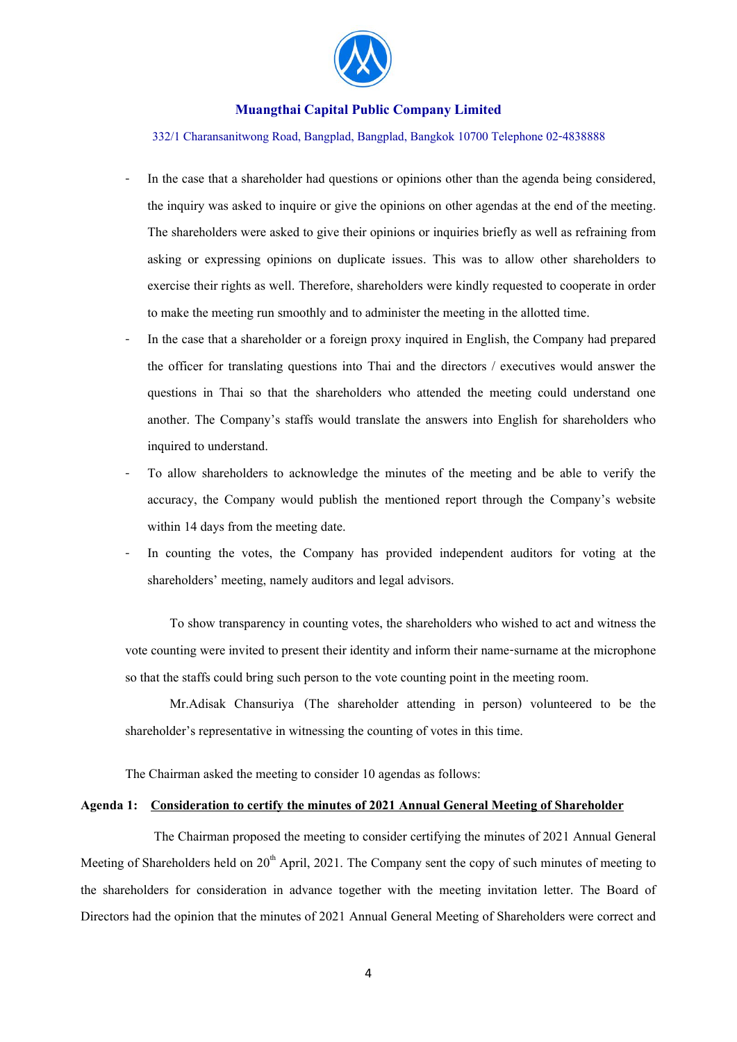- In the case that a shareholder had questions or opinions other than the agenda being considered, the inquiry was asked to inquire or give the opinions on other agendas at the end of the meeting. The shareholders were asked to give their opinions or inquiries briefly as well as refraining from asking or expressing opinions on duplicate issues. This was to allow other shareholders to exercise their rights as well. Therefore, shareholders were kindly requested to cooperate in order to make the meeting run smoothly and to administer the meeting in the allotted time.
- In the case that a shareholder or a foreign proxy inquired in English, the Company had prepared the officer for translating questions into Thai and the directors / executives would answer the questions in Thai so that the shareholders who attended the meeting could understand one another. The Company's staffs would translate the answers into English for shareholders who inquired to understand.
- To allow shareholders to acknowledge the minutes of the meeting and be able to verify the accuracy, the Company would publish the mentioned report through the Company's website within 14 days from the meeting date.
- In counting the votes, the Company has provided independent auditors for voting at the shareholders' meeting, namely auditors and legal advisors.

To show transparency in counting votes, the shareholders who wished to act and witness the vote counting were invited to present their identity and inform their name-surname at the microphone so that the staffs could bring such person to the vote counting point in the meeting room.

Mr.Adisak Chansuriya (The shareholder attending in person) volunteered to be the shareholder's representative in witnessing the counting of votes in this time.

The Chairman asked the meeting to consider 10 agendas as follows:

**Agenda 1: <u>Consideration to certify the minutes of 2021 Annual General Meeting of Shareholder</u>**

The Chairman proposed the meeting to consider certifying the minutes of 2021 Annual General Meeting of Shareholders held on 20th April, 2021. The Company sent the copy of such minutes of meeting to the shareholders for consideration in advance together with the meeting invitation letter. The Board of Directors had the opinion that the minutes of 2021 Annual General Meeting of Shareholders were correct and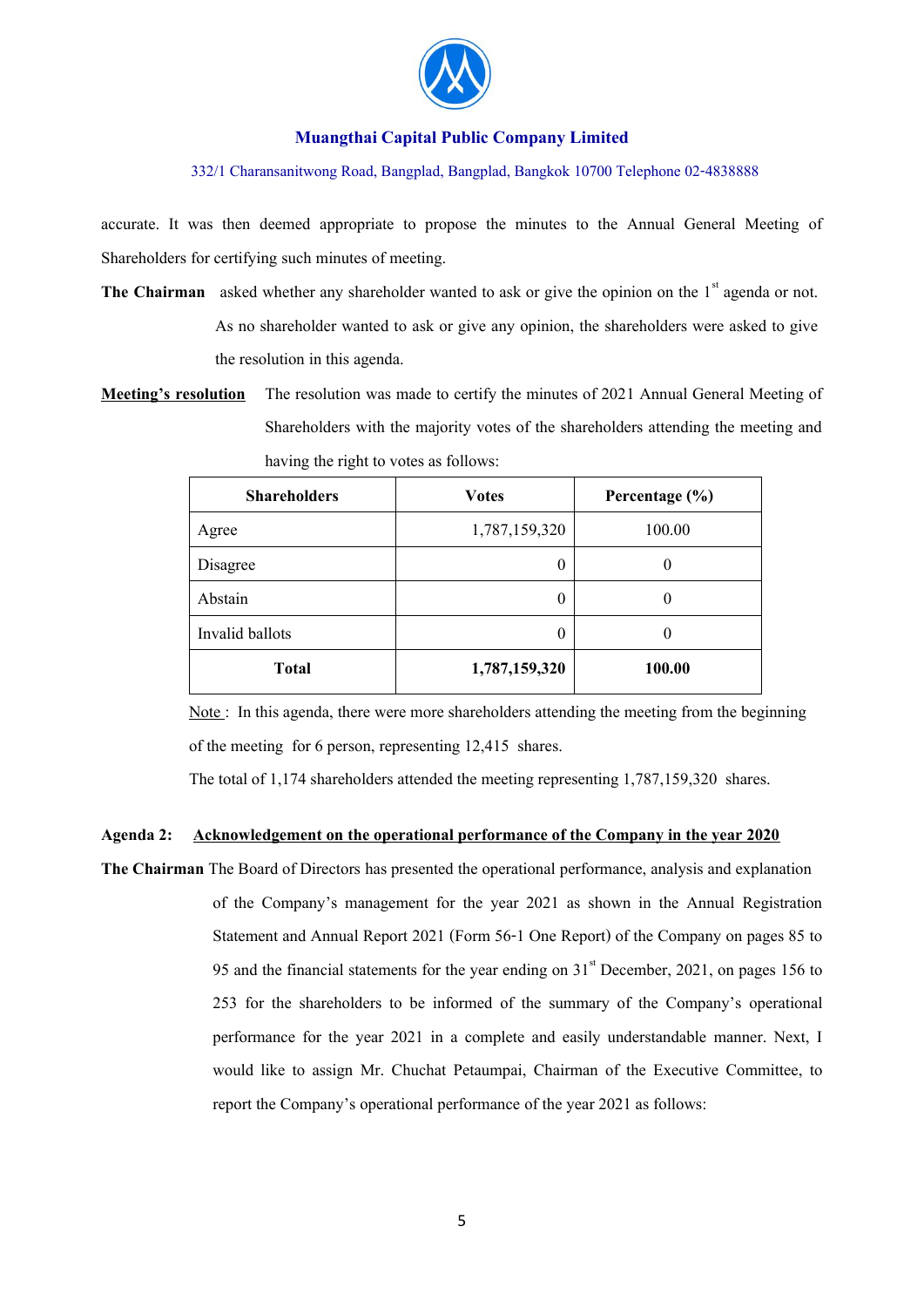accurate. It was then deemed appropriate to propose the minutes to the Annual General Meeting of Shareholders for certifying such minutes of meeting.

**The Chairman** asked whether any shareholder wanted to ask or give the opinion on the 1st agenda or not. As no shareholder wanted to ask or give any opinion, the shareholders were asked to give the resolution in this agenda.

**Meeting's resolution** The resolution was made to certify the minutes of 2021 Annual General Meeting of Shareholders with the majority votes of the shareholders attending the meeting and having the right to votes as follows:

| Shareholders | Votes | Percentage (%) |
|---|---|---|
| Agree | 1,787,159,320 | 100.00 |
| Disagree | 0 | 0 |
| Abstain | 0 | 0 |
| Invalid ballots | 0 | 0 |
| **Total** | **1,787,159,320** | **100.00** |

Note : In this agenda, there were more shareholders attending the meeting from the beginning of the meeting for 6 person, representing 12,415 shares.

The total of 1,174 shareholders attended the meeting representing 1,787,159,320 shares.

**Agenda 2: Acknowledgement on the operational performance of the Company in the year 2020**

**The Chairman** The Board of Directors has presented the operational performance, analysis and explanation of the Company's management for the year 2021 as shown in the Annual Registration Statement and Annual Report 2021 (Form 56-1 One Report) of the Company on pages 85 to 95 and the financial statements for the year ending on 31st December, 2021, on pages 156 to 253 for the shareholders to be informed of the summary of the Company's operational performance for the year 2021 in a complete and easily understandable manner. Next, I would like to assign Mr. Chuchat Petaumpai, Chairman of the Executive Committee, to report the Company's operational performance of the year 2021 as follows: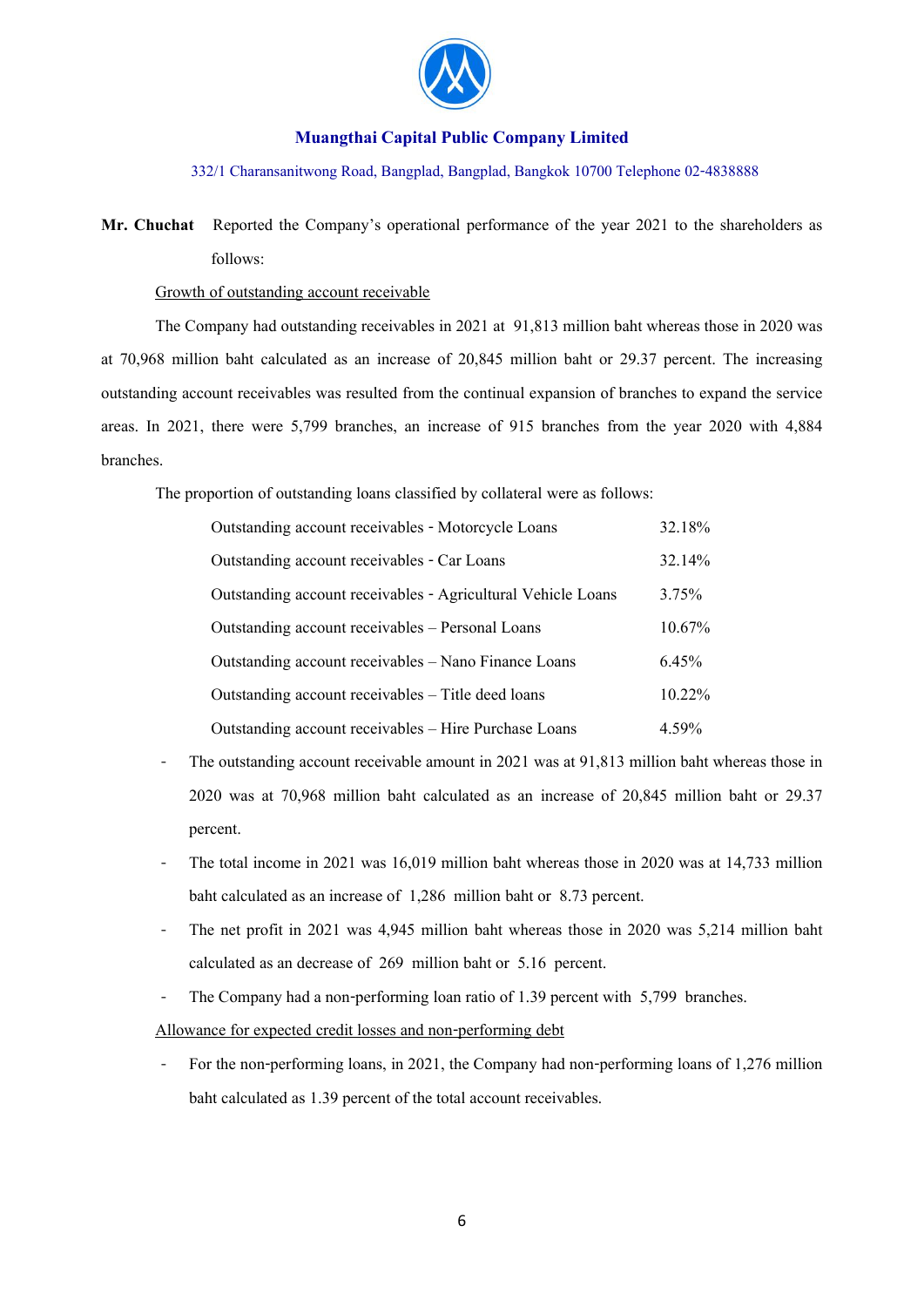**Muangthai Capital Public Company Limited**

332/1 Charansanitwong Road, Bangplad, Bangplad, Bangkok 10700 Telephone 02-4838888

**Mr. Chuchat** Reported the Company's operational performance of the year 2021 to the shareholders as follows:

Growth of outstanding account receivable

The Company had outstanding receivables in 2021 at 91,813 million baht whereas those in 2020 was at 70,968 million baht calculated as an increase of 20,845 million baht or 29.37 percent. The increasing outstanding account receivables was resulted from the continual expansion of branches to expand the service areas. In 2021, there were 5,799 branches, an increase of 915 branches from the year 2020 with 4,884 branches.

The proportion of outstanding loans classified by collateral were as follows:

| | |
|---|---|
| Outstanding account receivables - Motorcycle Loans | 32.18% |
| Outstanding account receivables - Car Loans | 32.14% |
| Outstanding account receivables - Agricultural Vehicle Loans | 3.75% |
| Outstanding account receivables – Personal Loans | 10.67% |
| Outstanding account receivables – Nano Finance Loans | 6.45% |
| Outstanding account receivables – Title deed loans | 10.22% |
| Outstanding account receivables – Hire Purchase Loans | 4.59% |

- The outstanding account receivable amount in 2021 was at 91,813 million baht whereas those in 2020 was at 70,968 million baht calculated as an increase of 20,845 million baht or 29.37 percent.
- The total income in 2021 was 16,019 million baht whereas those in 2020 was at 14,733 million baht calculated as an increase of 1,286 million baht or 8.73 percent.
- The net profit in 2021 was 4,945 million baht whereas those in 2020 was 5,214 million baht calculated as an decrease of 269 million baht or 5.16 percent.
- The Company had a non-performing loan ratio of 1.39 percent with 5,799 branches.

Allowance for expected credit losses and non-performing debt

- For the non-performing loans, in 2021, the Company had non-performing loans of 1,276 million baht calculated as 1.39 percent of the total account receivables.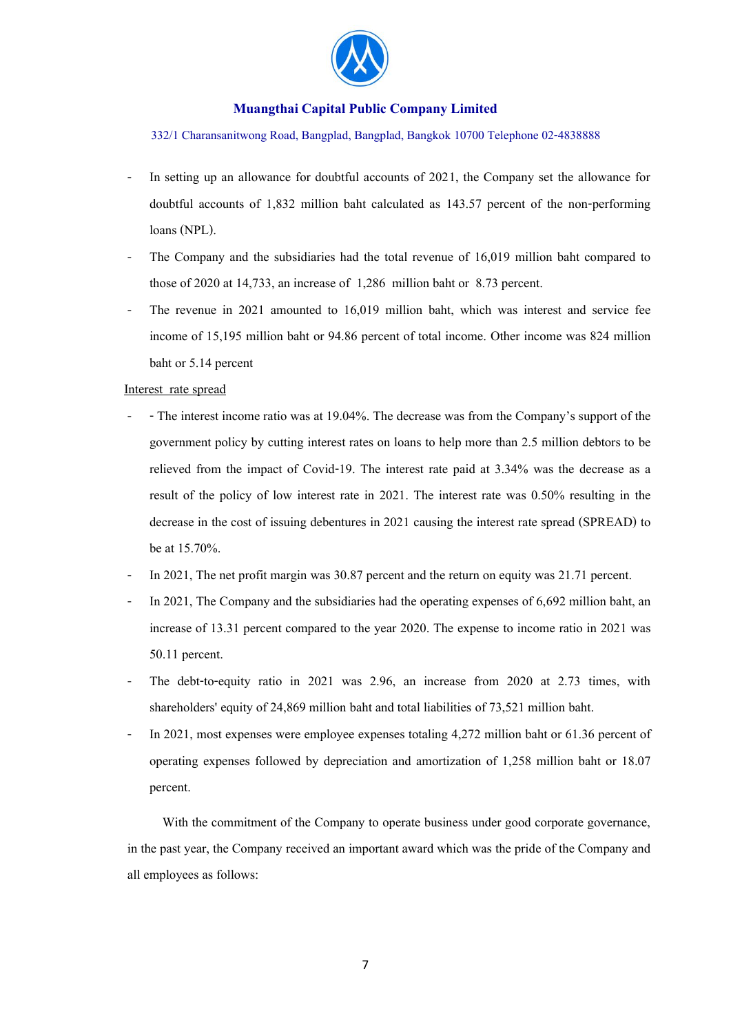- In setting up an allowance for doubtful accounts of 2021, the Company set the allowance for doubtful accounts of 1,832 million baht calculated as 143.57 percent of the non-performing loans (NPL).
- The Company and the subsidiaries had the total revenue of 16,019 million baht compared to those of 2020 at 14,733, an increase of 1,286 million baht or 8.73 percent.
- The revenue in 2021 amounted to 16,019 million baht, which was interest and service fee income of 15,195 million baht or 94.86 percent of total income. Other income was 824 million baht or 5.14 percent

<u>Interest rate spread</u>

- - The interest income ratio was at 19.04%. The decrease was from the Company's support of the government policy by cutting interest rates on loans to help more than 2.5 million debtors to be relieved from the impact of Covid-19. The interest rate paid at 3.34% was the decrease as a result of the policy of low interest rate in 2021. The interest rate was 0.50% resulting in the decrease in the cost of issuing debentures in 2021 causing the interest rate spread (SPREAD) to be at 15.70%.
- In 2021, The net profit margin was 30.87 percent and the return on equity was 21.71 percent.
- In 2021, The Company and the subsidiaries had the operating expenses of 6,692 million baht, an increase of 13.31 percent compared to the year 2020. The expense to income ratio in 2021 was 50.11 percent.
- The debt-to-equity ratio in 2021 was 2.96, an increase from 2020 at 2.73 times, with shareholders' equity of 24,869 million baht and total liabilities of 73,521 million baht.
- In 2021, most expenses were employee expenses totaling 4,272 million baht or 61.36 percent of operating expenses followed by depreciation and amortization of 1,258 million baht or 18.07 percent.

With the commitment of the Company to operate business under good corporate governance, in the past year, the Company received an important award which was the pride of the Company and all employees as follows: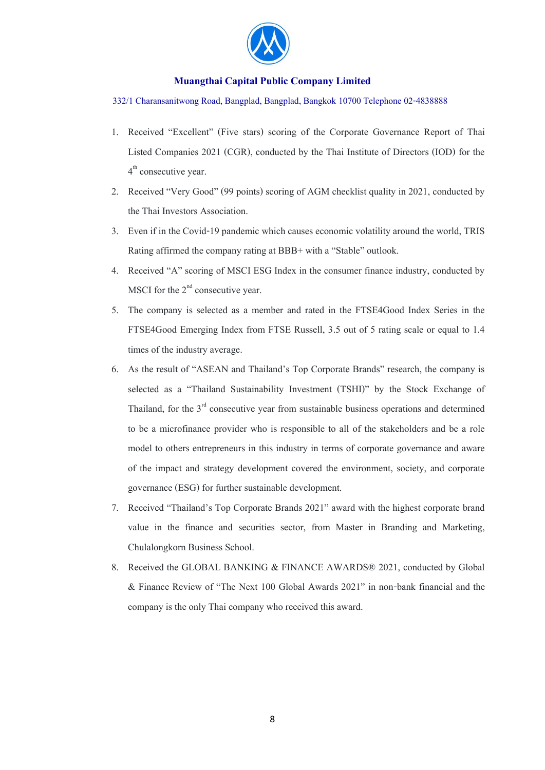**Muangthai Capital Public Company Limited**

332/1 Charansanitwong Road, Bangplad, Bangplad, Bangkok 10700 Telephone 02-4838888

1. Received "Excellent" (Five stars) scoring of the Corporate Governance Report of Thai Listed Companies 2021 (CGR), conducted by the Thai Institute of Directors (IOD) for the 4th consecutive year.
2. Received "Very Good" (99 points) scoring of AGM checklist quality in 2021, conducted by the Thai Investors Association.
3. Even if in the Covid-19 pandemic which causes economic volatility around the world, TRIS Rating affirmed the company rating at BBB+ with a "Stable" outlook.
4. Received "A" scoring of MSCI ESG Index in the consumer finance industry, conducted by MSCI for the 2nd consecutive year.
5. The company is selected as a member and rated in the FTSE4Good Index Series in the FTSE4Good Emerging Index from FTSE Russell, 3.5 out of 5 rating scale or equal to 1.4 times of the industry average.
6. As the result of "ASEAN and Thailand's Top Corporate Brands" research, the company is selected as a "Thailand Sustainability Investment (TSHI)" by the Stock Exchange of Thailand, for the 3rd consecutive year from sustainable business operations and determined to be a microfinance provider who is responsible to all of the stakeholders and be a role model to others entrepreneurs in this industry in terms of corporate governance and aware of the impact and strategy development covered the environment, society, and corporate governance (ESG) for further sustainable development.
7. Received "Thailand's Top Corporate Brands 2021" award with the highest corporate brand value in the finance and securities sector, from Master in Branding and Marketing, Chulalongkorn Business School.
8. Received the GLOBAL BANKING & FINANCE AWARDS® 2021, conducted by Global & Finance Review of "The Next 100 Global Awards 2021" in non-bank financial and the company is the only Thai company who received this award.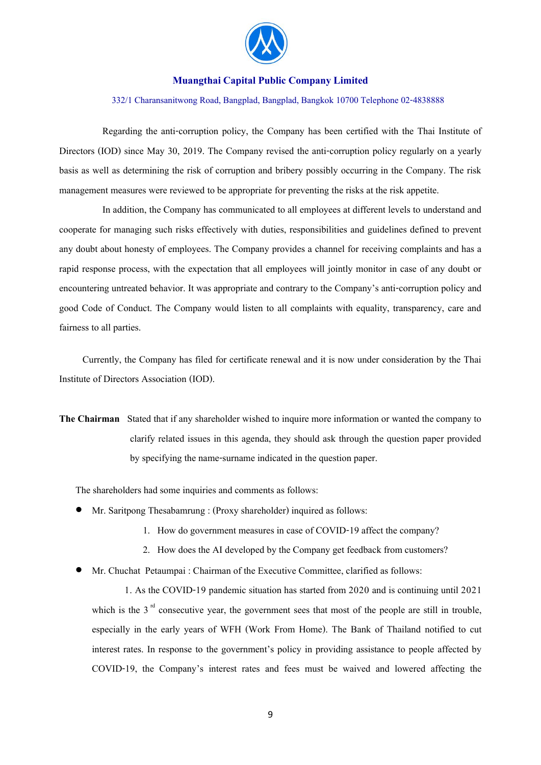Regarding the anti-corruption policy, the Company has been certified with the Thai Institute of Directors (IOD) since May 30, 2019. The Company revised the anti-corruption policy regularly on a yearly basis as well as determining the risk of corruption and bribery possibly occurring in the Company. The risk management measures were reviewed to be appropriate for preventing the risks at the risk appetite.

In addition, the Company has communicated to all employees at different levels to understand and cooperate for managing such risks effectively with duties, responsibilities and guidelines defined to prevent any doubt about honesty of employees. The Company provides a channel for receiving complaints and has a rapid response process, with the expectation that all employees will jointly monitor in case of any doubt or encountering untreated behavior. It was appropriate and contrary to the Company's anti-corruption policy and good Code of Conduct. The Company would listen to all complaints with equality, transparency, care and fairness to all parties.

Currently, the Company has filed for certificate renewal and it is now under consideration by the Thai Institute of Directors Association (IOD).

**The Chairman** Stated that if any shareholder wished to inquire more information or wanted the company to clarify related issues in this agenda, they should ask through the question paper provided by specifying the name-surname indicated in the question paper.

The shareholders had some inquiries and comments as follows:

- Mr. Saritpong Thesabamrung : (Proxy shareholder) inquired as follows:
  1. How do government measures in case of COVID-19 affect the company?
  2. How does the AI developed by the Company get feedback from customers?
- Mr. Chuchat Petaumpai : Chairman of the Executive Committee, clarified as follows:

  1. As the COVID-19 pandemic situation has started from 2020 and is continuing until 2021 which is the 3rd consecutive year, the government sees that most of the people are still in trouble, especially in the early years of WFH (Work From Home). The Bank of Thailand notified to cut interest rates. In response to the government's policy in providing assistance to people affected by COVID-19, the Company's interest rates and fees must be waived and lowered affecting the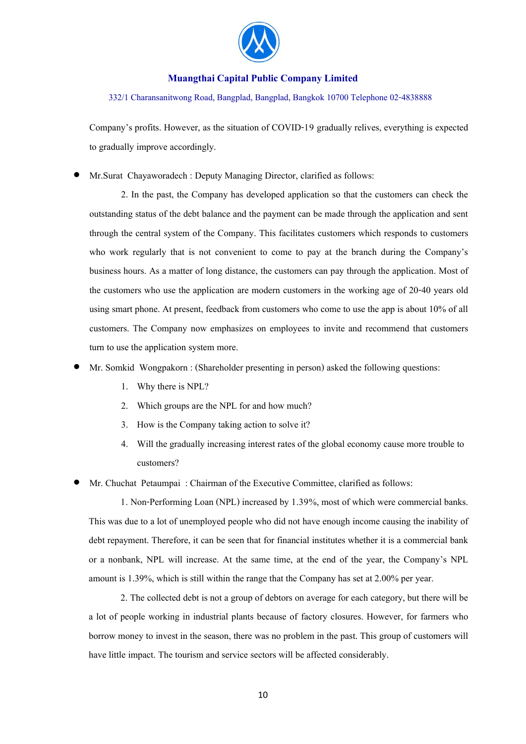Company's profits. However, as the situation of COVID-19 gradually relives, everything is expected to gradually improve accordingly.

- Mr.Surat Chayaworadech : Deputy Managing Director, clarified as follows:

  2. In the past, the Company has developed application so that the customers can check the outstanding status of the debt balance and the payment can be made through the application and sent through the central system of the Company. This facilitates customers which responds to customers who work regularly that is not convenient to come to pay at the branch during the Company's business hours. As a matter of long distance, the customers can pay through the application. Most of the customers who use the application are modern customers in the working age of 20-40 years old using smart phone. At present, feedback from customers who come to use the app is about 10% of all customers. The Company now emphasizes on employees to invite and recommend that customers turn to use the application system more.

- Mr. Somkid Wongpakorn : (Shareholder presenting in person) asked the following questions:

  1. Why there is NPL?
  2. Which groups are the NPL for and how much?
  3. How is the Company taking action to solve it?
  4. Will the gradually increasing interest rates of the global economy cause more trouble to customers?

- Mr. Chuchat Petaumpai : Chairman of the Executive Committee, clarified as follows:

  1. Non-Performing Loan (NPL) increased by 1.39%, most of which were commercial banks. This was due to a lot of unemployed people who did not have enough income causing the inability of debt repayment. Therefore, it can be seen that for financial institutes whether it is a commercial bank or a nonbank, NPL will increase. At the same time, at the end of the year, the Company's NPL amount is 1.39%, which is still within the range that the Company has set at 2.00% per year.

  2. The collected debt is not a group of debtors on average for each category, but there will be a lot of people working in industrial plants because of factory closures. However, for farmers who borrow money to invest in the season, there was no problem in the past. This group of customers will have little impact. The tourism and service sectors will be affected considerably.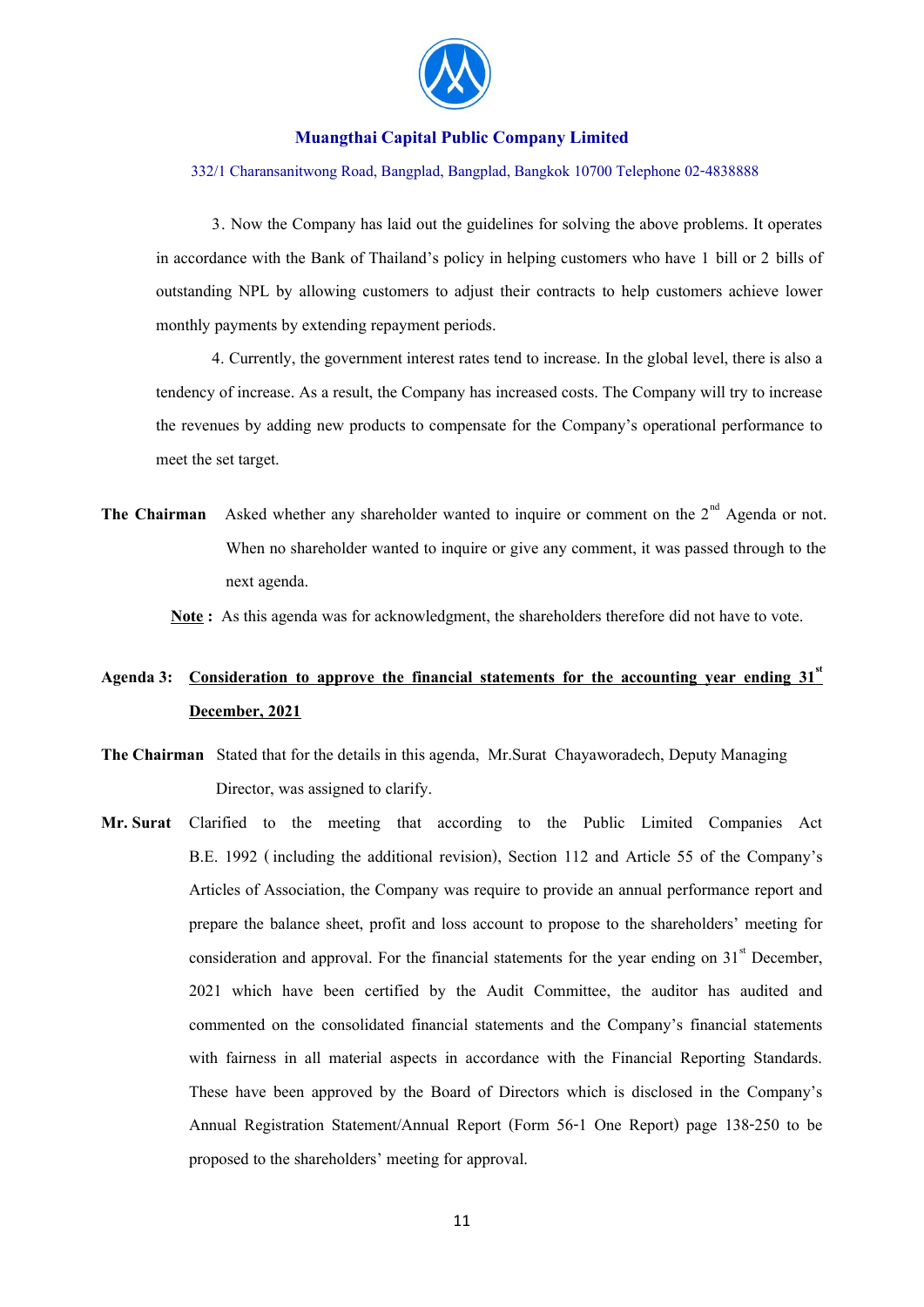3. Now the Company has laid out the guidelines for solving the above problems. It operates in accordance with the Bank of Thailand's policy in helping customers who have 1 bill or 2 bills of outstanding NPL by allowing customers to adjust their contracts to help customers achieve lower monthly payments by extending repayment periods.

4. Currently, the government interest rates tend to increase. In the global level, there is also a tendency of increase. As a result, the Company has increased costs. The Company will try to increase the revenues by adding new products to compensate for the Company's operational performance to meet the set target.

**The Chairman** Asked whether any shareholder wanted to inquire or comment on the 2nd Agenda or not. When no shareholder wanted to inquire or give any comment, it was passed through to the next agenda.

**Note :** As this agenda was for acknowledgment, the shareholders therefore did not have to vote.

**Agenda 3: Consideration to approve the financial statements for the accounting year ending 31st December, 2021**

**The Chairman** Stated that for the details in this agenda, Mr.Surat Chayaworadech, Deputy Managing Director, was assigned to clarify.

**Mr. Surat** Clarified to the meeting that according to the Public Limited Companies Act B.E. 1992 (including the additional revision), Section 112 and Article 55 of the Company's Articles of Association, the Company was require to provide an annual performance report and prepare the balance sheet, profit and loss account to propose to the shareholders' meeting for consideration and approval. For the financial statements for the year ending on 31st December, 2021 which have been certified by the Audit Committee, the auditor has audited and commented on the consolidated financial statements and the Company's financial statements with fairness in all material aspects in accordance with the Financial Reporting Standards. These have been approved by the Board of Directors which is disclosed in the Company's Annual Registration Statement/Annual Report (Form 56-1 One Report) page 138-250 to be proposed to the shareholders' meeting for approval.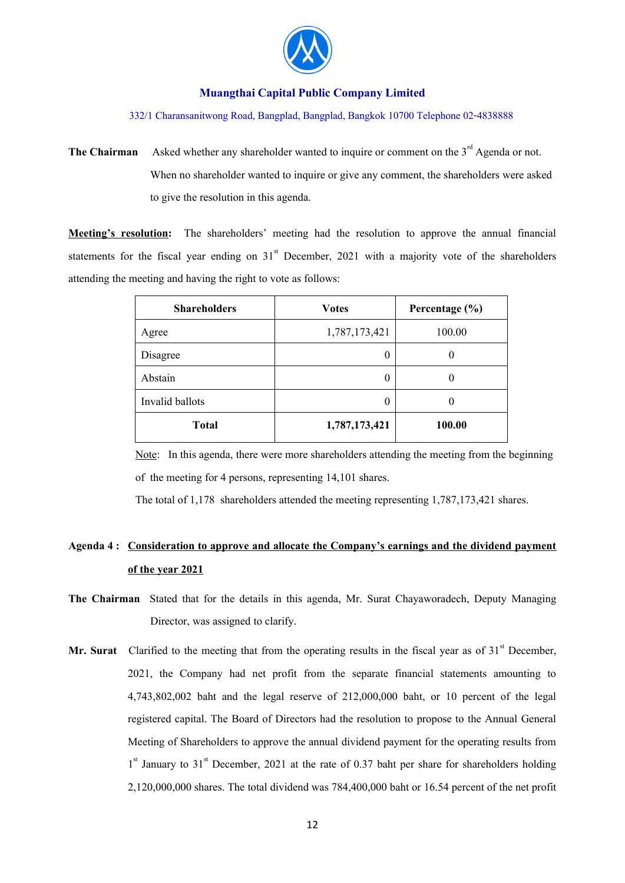**The Chairman** Asked whether any shareholder wanted to inquire or comment on the 3rd Agenda or not. When no shareholder wanted to inquire or give any comment, the shareholders were asked to give the resolution in this agenda.

**Meeting's resolution:** The shareholders' meeting had the resolution to approve the annual financial statements for the fiscal year ending on 31st December, 2021 with a majority vote of the shareholders attending the meeting and having the right to vote as follows:

| Shareholders | Votes | Percentage (%) |
|---|---|---|
| Agree | 1,787,173,421 | 100.00 |
| Disagree | 0 | 0 |
| Abstain | 0 | 0 |
| Invalid ballots | 0 | 0 |
| **Total** | **1,787,173,421** | **100.00** |

Note: In this agenda, there were more shareholders attending the meeting from the beginning of the meeting for 4 persons, representing 14,101 shares.

The total of 1,178 shareholders attended the meeting representing 1,787,173,421 shares.

**Agenda 4 : Consideration to approve and allocate the Company's earnings and the dividend payment of the year 2021**

**The Chairman** Stated that for the details in this agenda, Mr. Surat Chayaworadech, Deputy Managing Director, was assigned to clarify.

**Mr. Surat** Clarified to the meeting that from the operating results in the fiscal year as of 31st December, 2021, the Company had net profit from the separate financial statements amounting to 4,743,802,002 baht and the legal reserve of 212,000,000 baht, or 10 percent of the legal registered capital. The Board of Directors had the resolution to propose to the Annual General Meeting of Shareholders to approve the annual dividend payment for the operating results from 1st January to 31st December, 2021 at the rate of 0.37 baht per share for shareholders holding 2,120,000,000 shares. The total dividend was 784,400,000 baht or 16.54 percent of the net profit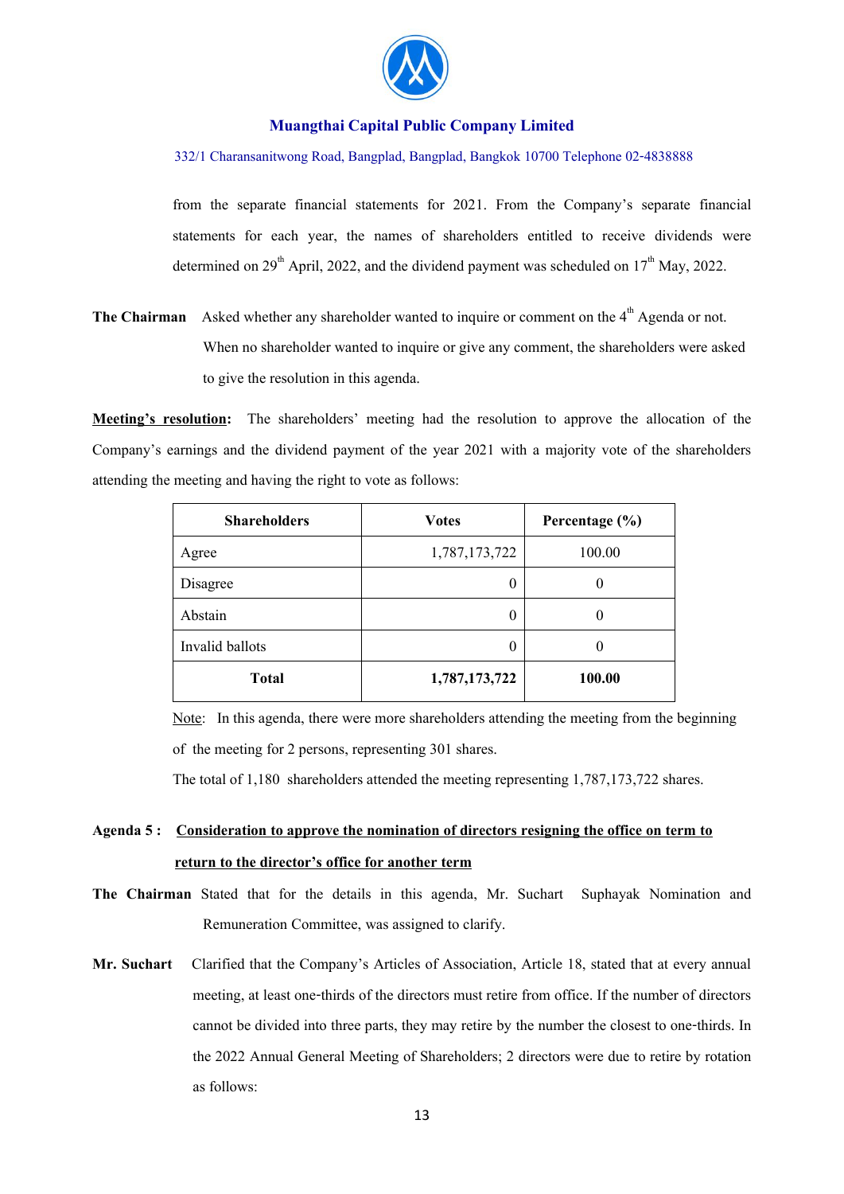from the separate financial statements for 2021. From the Company's separate financial statements for each year, the names of shareholders entitled to receive dividends were determined on 29th April, 2022, and the dividend payment was scheduled on 17th May, 2022.

**The Chairman** Asked whether any shareholder wanted to inquire or comment on the 4th Agenda or not. When no shareholder wanted to inquire or give any comment, the shareholders were asked to give the resolution in this agenda.

**Meeting's resolution:** The shareholders' meeting had the resolution to approve the allocation of the Company's earnings and the dividend payment of the year 2021 with a majority vote of the shareholders attending the meeting and having the right to vote as follows:

| Shareholders | Votes | Percentage (%) |
|---|---|---|
| Agree | 1,787,173,722 | 100.00 |
| Disagree | 0 | 0 |
| Abstain | 0 | 0 |
| Invalid ballots | 0 | 0 |
| **Total** | **1,787,173,722** | **100.00** |

Note: In this agenda, there were more shareholders attending the meeting from the beginning of the meeting for 2 persons, representing 301 shares.

The total of 1,180 shareholders attended the meeting representing 1,787,173,722 shares.

**Agenda 5 : Consideration to approve the nomination of directors resigning the office on term to return to the director's office for another term**

**The Chairman** Stated that for the details in this agenda, Mr. Suchart Suphayak Nomination and Remuneration Committee, was assigned to clarify.

**Mr. Suchart** Clarified that the Company's Articles of Association, Article 18, stated that at every annual meeting, at least one-thirds of the directors must retire from office. If the number of directors cannot be divided into three parts, they may retire by the number the closest to one-thirds. In the 2022 Annual General Meeting of Shareholders; 2 directors were due to retire by rotation as follows: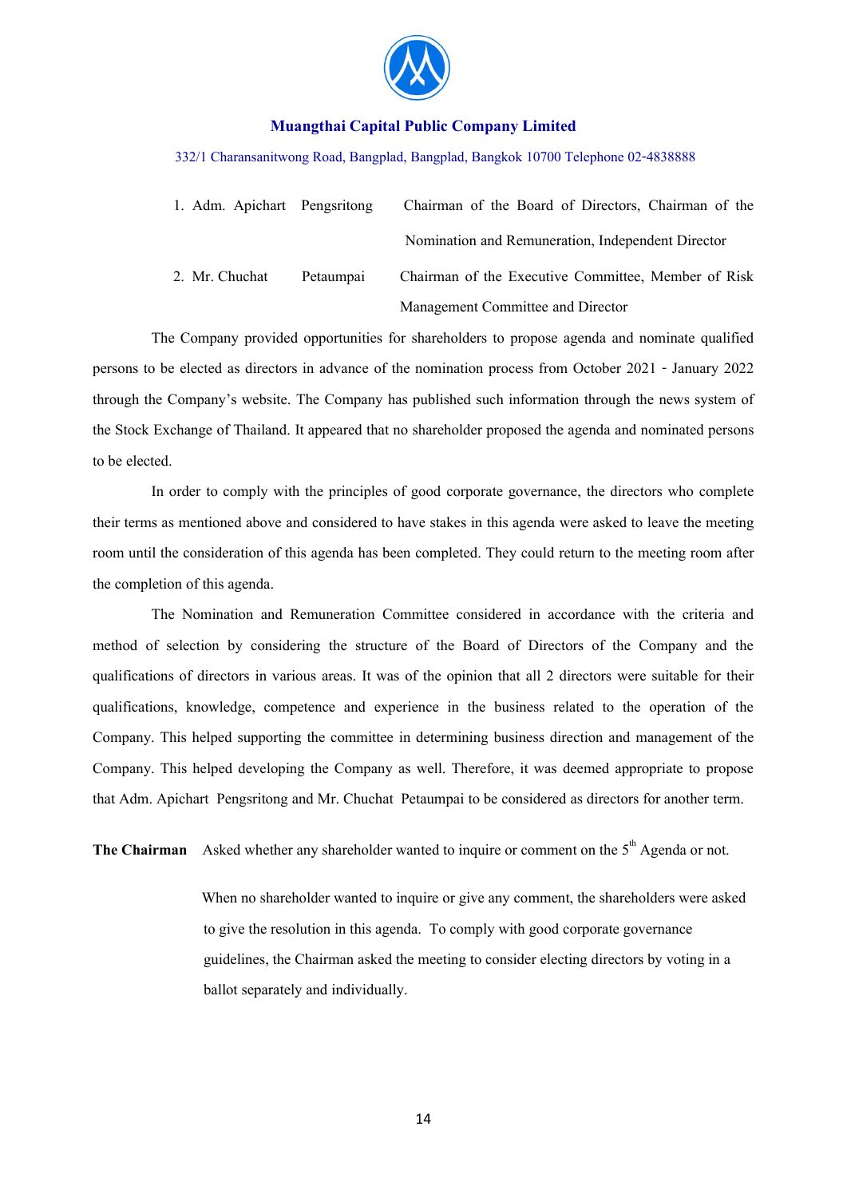1. Adm. Apichart Pengsritong — Chairman of the Board of Directors, Chairman of the Nomination and Remuneration, Independent Director
2. Mr. Chuchat Petaumpai — Chairman of the Executive Committee, Member of Risk Management Committee and Director

The Company provided opportunities for shareholders to propose agenda and nominate qualified persons to be elected as directors in advance of the nomination process from October 2021 - January 2022 through the Company's website. The Company has published such information through the news system of the Stock Exchange of Thailand. It appeared that no shareholder proposed the agenda and nominated persons to be elected.

In order to comply with the principles of good corporate governance, the directors who complete their terms as mentioned above and considered to have stakes in this agenda were asked to leave the meeting room until the consideration of this agenda has been completed. They could return to the meeting room after the completion of this agenda.

The Nomination and Remuneration Committee considered in accordance with the criteria and method of selection by considering the structure of the Board of Directors of the Company and the qualifications of directors in various areas. It was of the opinion that all 2 directors were suitable for their qualifications, knowledge, competence and experience in the business related to the operation of the Company. This helped supporting the committee in determining business direction and management of the Company. This helped developing the Company as well. Therefore, it was deemed appropriate to propose that Adm. Apichart Pengsritong and Mr. Chuchat Petaumpai to be considered as directors for another term.

**The Chairman** Asked whether any shareholder wanted to inquire or comment on the 5th Agenda or not.

When no shareholder wanted to inquire or give any comment, the shareholders were asked to give the resolution in this agenda. To comply with good corporate governance guidelines, the Chairman asked the meeting to consider electing directors by voting in a ballot separately and individually.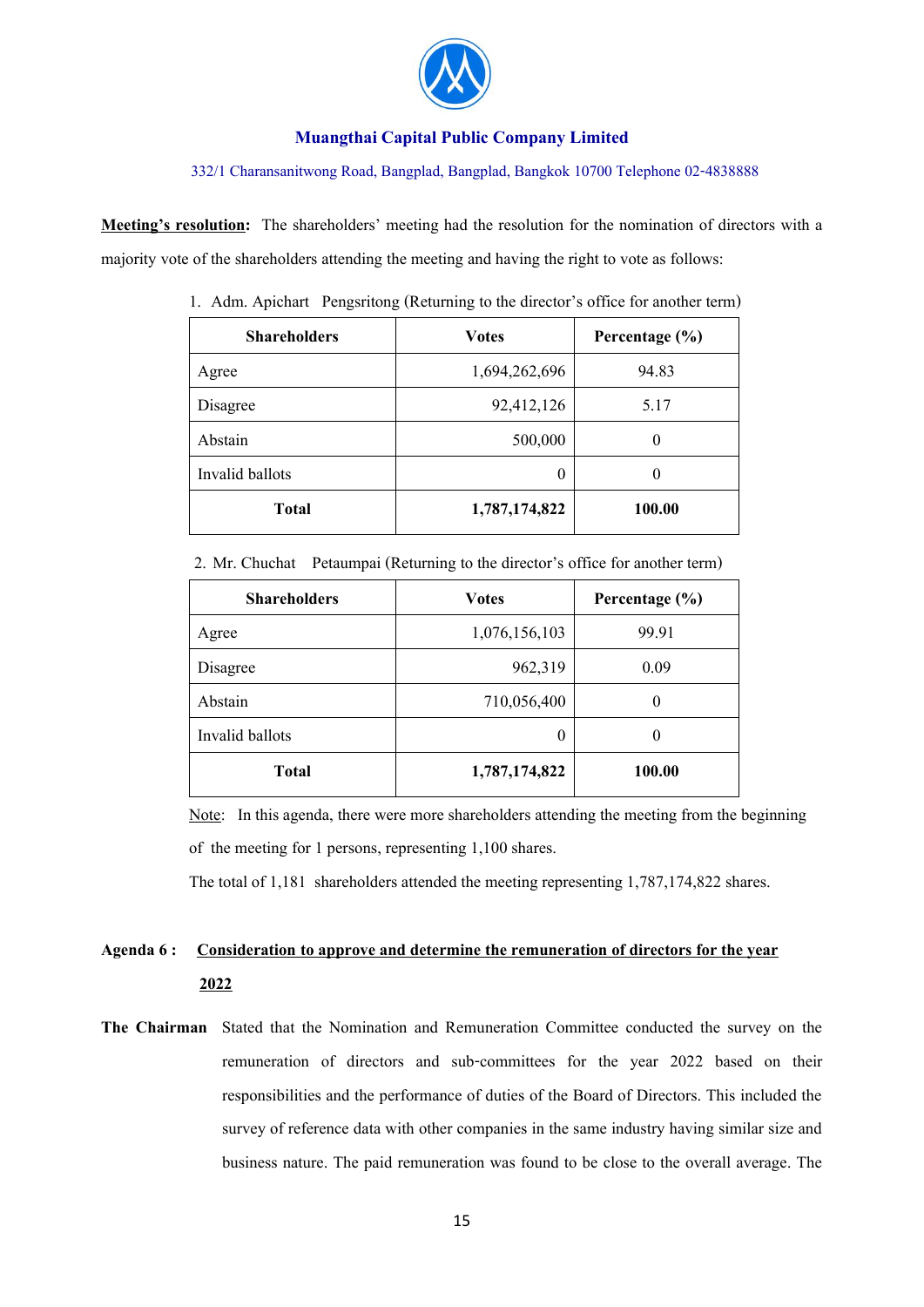**Muangthai Capital Public Company Limited**

332/1 Charansanitwong Road, Bangplad, Bangplad, Bangkok 10700 Telephone 02-4838888

**Meeting's resolution:** The shareholders' meeting had the resolution for the nomination of directors with a majority vote of the shareholders attending the meeting and having the right to vote as follows:

1. Adm. Apichart Pengsritong (Returning to the director's office for another term)

| Shareholders | Votes | Percentage (%) |
|---|---|---|
| Agree | 1,694,262,696 | 94.83 |
| Disagree | 92,412,126 | 5.17 |
| Abstain | 500,000 | 0 |
| Invalid ballots | 0 | 0 |
| **Total** | **1,787,174,822** | **100.00** |

2. Mr. Chuchat Petaumpai (Returning to the director's office for another term)

| Shareholders | Votes | Percentage (%) |
|---|---|---|
| Agree | 1,076,156,103 | 99.91 |
| Disagree | 962,319 | 0.09 |
| Abstain | 710,056,400 | 0 |
| Invalid ballots | 0 | 0 |
| **Total** | **1,787,174,822** | **100.00** |

Note: In this agenda, there were more shareholders attending the meeting from the beginning of the meeting for 1 persons, representing 1,100 shares.

The total of 1,181 shareholders attended the meeting representing 1,787,174,822 shares.

**Agenda 6 : Consideration to approve and determine the remuneration of directors for the year 2022**

**The Chairman** Stated that the Nomination and Remuneration Committee conducted the survey on the remuneration of directors and sub-committees for the year 2022 based on their responsibilities and the performance of duties of the Board of Directors. This included the survey of reference data with other companies in the same industry having similar size and business nature. The paid remuneration was found to be close to the overall average. The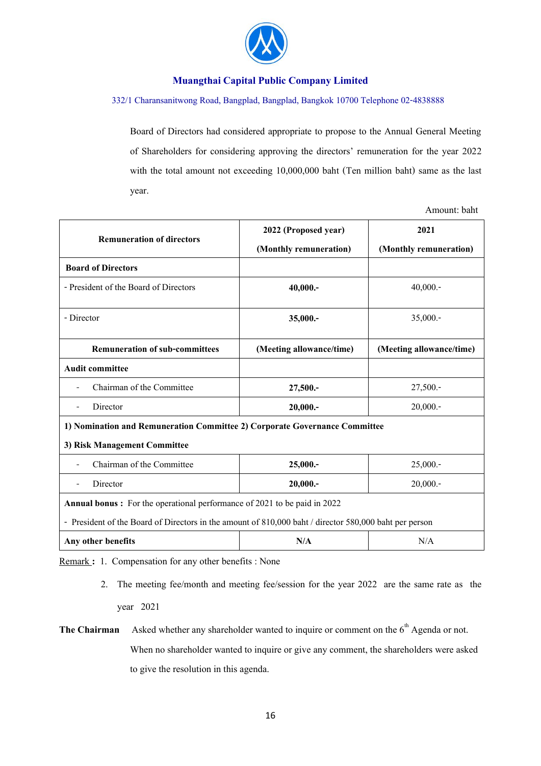Board of Directors had considered appropriate to propose to the Annual General Meeting of Shareholders for considering approving the directors' remuneration for the year 2022 with the total amount not exceeding 10,000,000 baht (Ten million baht) same as the last year.

Amount: baht

| Remuneration of directors | 2022 (Proposed year) (Monthly remuneration) | 2021 (Monthly remuneration) |
|---|---|---|
| **Board of Directors** | | |
| - President of the Board of Directors | **40,000.-** | 40,000.- |
| - Director | **35,000.-** | 35,000.- |
| **Remuneration of sub-committees** | **(Meeting allowance/time)** | **(Meeting allowance/time)** |
| **Audit committee** | | |
| - Chairman of the Committee | **27,500.-** | 27,500.- |
| - Director | **20,000.-** | 20,000.- |
| **1) Nomination and Remuneration Committee 2) Corporate Governance Committee 3) Risk Management Committee** | | |
| - Chairman of the Committee | **25,000.-** | 25,000.- |
| - Director | **20,000.-** | 20,000.- |
| **Annual bonus :** For the operational performance of 2021 to be paid in 2022 - President of the Board of Directors in the amount of 810,000 baht / director 580,000 baht per person | | |
| **Any other benefits** | **N/A** | N/A |

Remark : 1. Compensation for any other benefits : None

2. The meeting fee/month and meeting fee/session for the year 2022 are the same rate as the year 2021

**The Chairman** Asked whether any shareholder wanted to inquire or comment on the 6th Agenda or not. When no shareholder wanted to inquire or give any comment, the shareholders were asked to give the resolution in this agenda.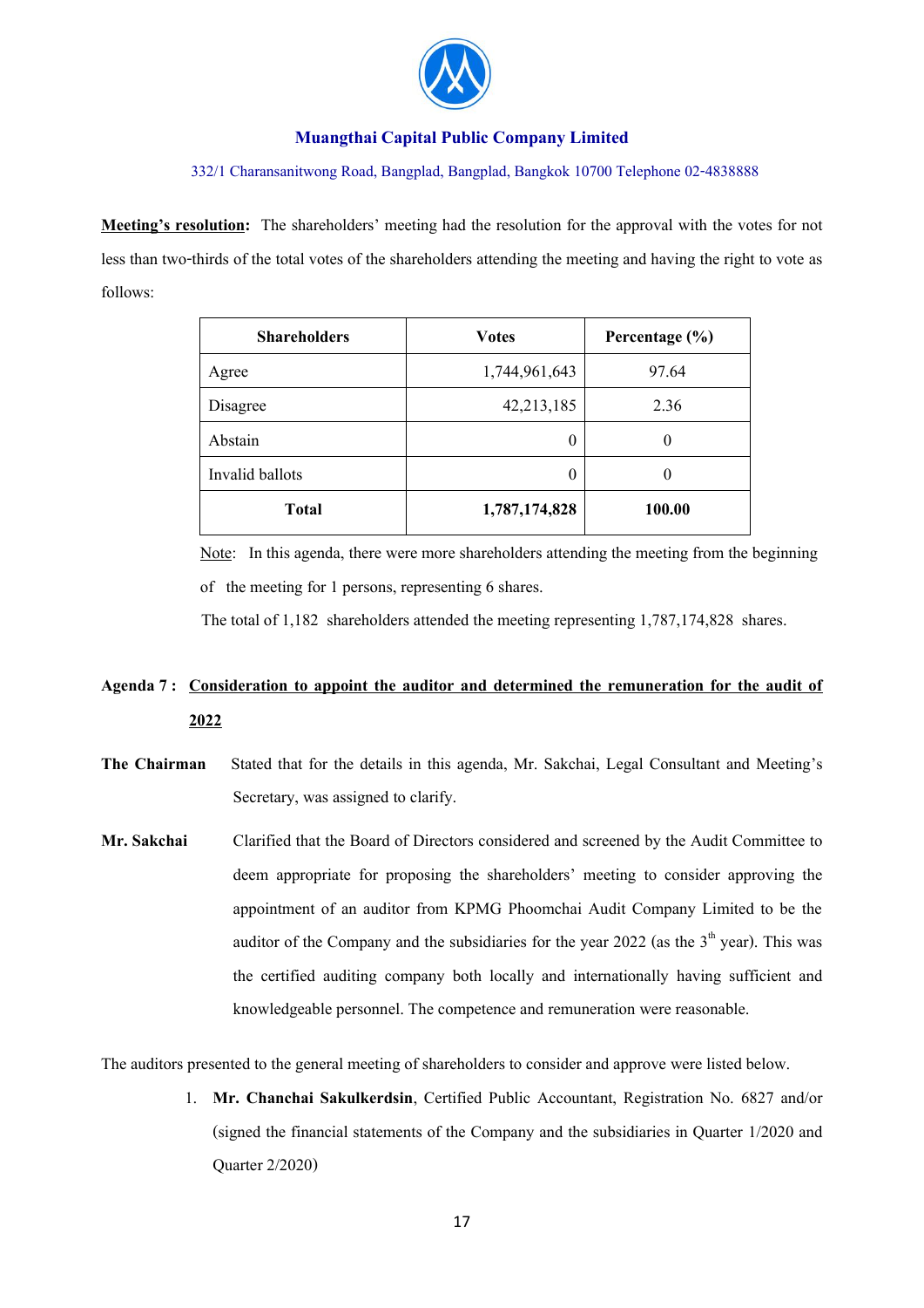**Muangthai Capital Public Company Limited**

332/1 Charansanitwong Road, Bangplad, Bangplad, Bangkok 10700 Telephone 02-4838888

**Meeting's resolution:** The shareholders' meeting had the resolution for the approval with the votes for not less than two-thirds of the total votes of the shareholders attending the meeting and having the right to vote as follows:

| Shareholders | Votes | Percentage (%) |
|---|---|---|
| Agree | 1,744,961,643 | 97.64 |
| Disagree | 42,213,185 | 2.36 |
| Abstain | 0 | 0 |
| Invalid ballots | 0 | 0 |
| **Total** | **1,787,174,828** | **100.00** |

Note: In this agenda, there were more shareholders attending the meeting from the beginning of the meeting for 1 persons, representing 6 shares.

The total of 1,182 shareholders attended the meeting representing 1,787,174,828 shares.

**Agenda 7 : Consideration to appoint the auditor and determined the remuneration for the audit of 2022**

**The Chairman** Stated that for the details in this agenda, Mr. Sakchai, Legal Consultant and Meeting's Secretary, was assigned to clarify.

**Mr. Sakchai** Clarified that the Board of Directors considered and screened by the Audit Committee to deem appropriate for proposing the shareholders' meeting to consider approving the appointment of an auditor from KPMG Phoomchai Audit Company Limited to be the auditor of the Company and the subsidiaries for the year 2022 (as the 3rd year). This was the certified auditing company both locally and internationally having sufficient and knowledgeable personnel. The competence and remuneration were reasonable.

The auditors presented to the general meeting of shareholders to consider and approve were listed below.

1. **Mr. Chanchai Sakulkerdsin**, Certified Public Accountant, Registration No. 6827 and/or (signed the financial statements of the Company and the subsidiaries in Quarter 1/2020 and Quarter 2/2020)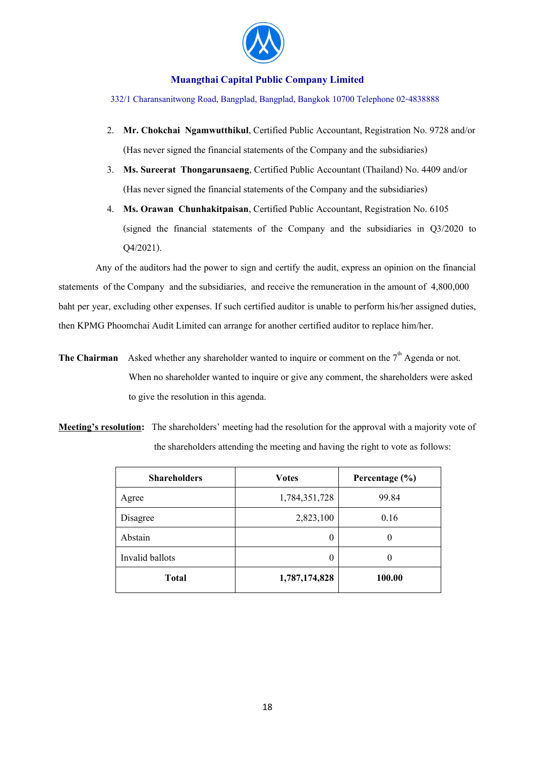2. **Mr. Chokchai Ngamwutthikul**, Certified Public Accountant, Registration No. 9728 and/or (Has never signed the financial statements of the Company and the subsidiaries)
3. **Ms. Sureerat Thongarunsaeng**, Certified Public Accountant (Thailand) No. 4409 and/or (Has never signed the financial statements of the Company and the subsidiaries)
4. **Ms. Orawan Chunhakitpaisan**, Certified Public Accountant, Registration No. 6105 (signed the financial statements of the Company and the subsidiaries in Q3/2020 to Q4/2021).

Any of the auditors had the power to sign and certify the audit, express an opinion on the financial statements of the Company and the subsidiaries, and receive the remuneration in the amount of 4,800,000 baht per year, excluding other expenses. If such certified auditor is unable to perform his/her assigned duties, then KPMG Phoomchai Audit Limited can arrange for another certified auditor to replace him/her.

**The Chairman** Asked whether any shareholder wanted to inquire or comment on the 7th Agenda or not. When no shareholder wanted to inquire or give any comment, the shareholders were asked to give the resolution in this agenda.

**Meeting's resolution:** The shareholders' meeting had the resolution for the approval with a majority vote of the shareholders attending the meeting and having the right to vote as follows:

| Shareholders | Votes | Percentage (%) |
|---|---|---|
| Agree | 1,784,351,728 | 99.84 |
| Disagree | 2,823,100 | 0.16 |
| Abstain | 0 | 0 |
| Invalid ballots | 0 | 0 |
| **Total** | **1,787,174,828** | **100.00** |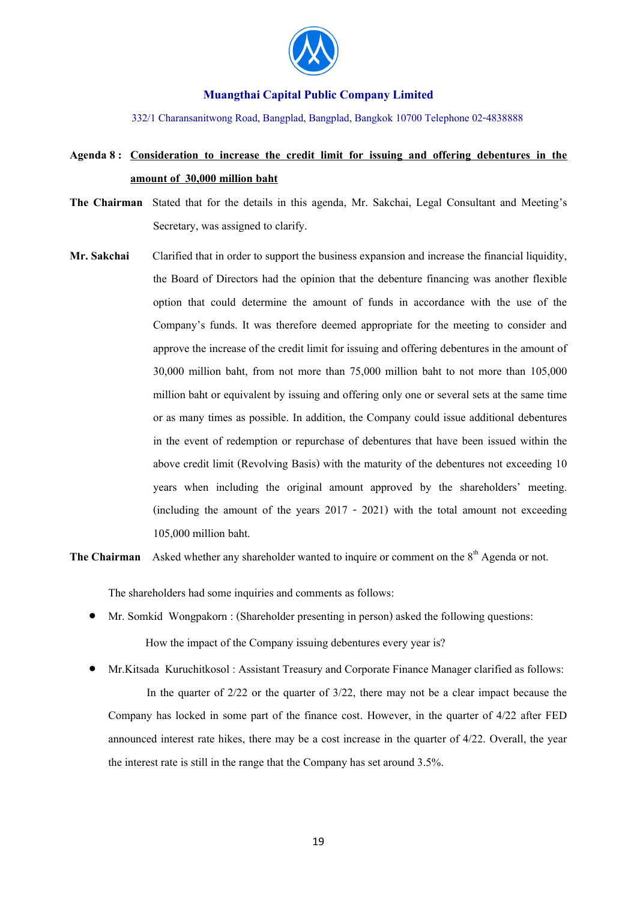**Muangthai Capital Public Company Limited**

332/1 Charansanitwong Road, Bangplad, Bangplad, Bangkok 10700 Telephone 02-4838888

**Agenda 8 :** **Consideration to increase the credit limit for issuing and offering debentures in the amount of 30,000 million baht**

**The Chairman** Stated that for the details in this agenda, Mr. Sakchai, Legal Consultant and Meeting's Secretary, was assigned to clarify.

**Mr. Sakchai** Clarified that in order to support the business expansion and increase the financial liquidity, the Board of Directors had the opinion that the debenture financing was another flexible option that could determine the amount of funds in accordance with the use of the Company's funds. It was therefore deemed appropriate for the meeting to consider and approve the increase of the credit limit for issuing and offering debentures in the amount of 30,000 million baht, from not more than 75,000 million baht to not more than 105,000 million baht or equivalent by issuing and offering only one or several sets at the same time or as many times as possible. In addition, the Company could issue additional debentures in the event of redemption or repurchase of debentures that have been issued within the above credit limit (Revolving Basis) with the maturity of the debentures not exceeding 10 years when including the original amount approved by the shareholders' meeting. (including the amount of the years 2017 - 2021) with the total amount not exceeding 105,000 million baht.

**The Chairman** Asked whether any shareholder wanted to inquire or comment on the 8th Agenda or not.

The shareholders had some inquiries and comments as follows:

- Mr. Somkid Wongpakorn : (Shareholder presenting in person) asked the following questions:

  How the impact of the Company issuing debentures every year is?

- Mr.Kitsada Kuruchitkosol : Assistant Treasury and Corporate Finance Manager clarified as follows:

  In the quarter of 2/22 or the quarter of 3/22, there may not be a clear impact because the Company has locked in some part of the finance cost. However, in the quarter of 4/22 after FED announced interest rate hikes, there may be a cost increase in the quarter of 4/22. Overall, the year the interest rate is still in the range that the Company has set around 3.5%.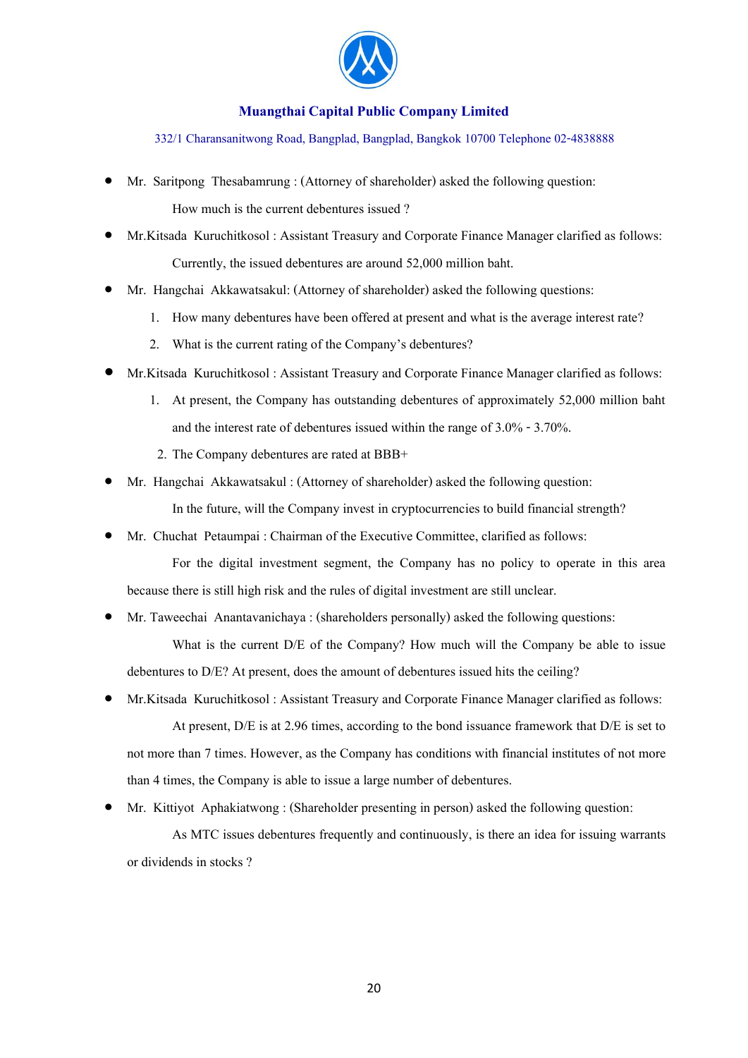- Mr. Saritpong Thesabamrung : (Attorney of shareholder) asked the following question:

  How much is the current debentures issued ?

- Mr.Kitsada Kuruchitkosol : Assistant Treasury and Corporate Finance Manager clarified as follows:

  Currently, the issued debentures are around 52,000 million baht.

- Mr. Hangchai Akkawatsakul: (Attorney of shareholder) asked the following questions:

  1. How many debentures have been offered at present and what is the average interest rate?
  2. What is the current rating of the Company's debentures?

- Mr.Kitsada Kuruchitkosol : Assistant Treasury and Corporate Finance Manager clarified as follows:

  1. At present, the Company has outstanding debentures of approximately 52,000 million baht and the interest rate of debentures issued within the range of 3.0% - 3.70%.
  2. The Company debentures are rated at BBB+

- Mr. Hangchai Akkawatsakul : (Attorney of shareholder) asked the following question:

  In the future, will the Company invest in cryptocurrencies to build financial strength?

- Mr. Chuchat Petaumpai : Chairman of the Executive Committee, clarified as follows:

  For the digital investment segment, the Company has no policy to operate in this area because there is still high risk and the rules of digital investment are still unclear.

- Mr. Taweechai Anantavanichaya : (shareholders personally) asked the following questions:

  What is the current D/E of the Company? How much will the Company be able to issue debentures to D/E? At present, does the amount of debentures issued hits the ceiling?

- Mr.Kitsada Kuruchitkosol : Assistant Treasury and Corporate Finance Manager clarified as follows:

  At present, D/E is at 2.96 times, according to the bond issuance framework that D/E is set to not more than 7 times. However, as the Company has conditions with financial institutes of not more than 4 times, the Company is able to issue a large number of debentures.

- Mr. Kittiyot Aphakiatwong : (Shareholder presenting in person) asked the following question:

  As MTC issues debentures frequently and continuously, is there an idea for issuing warrants or dividends in stocks ?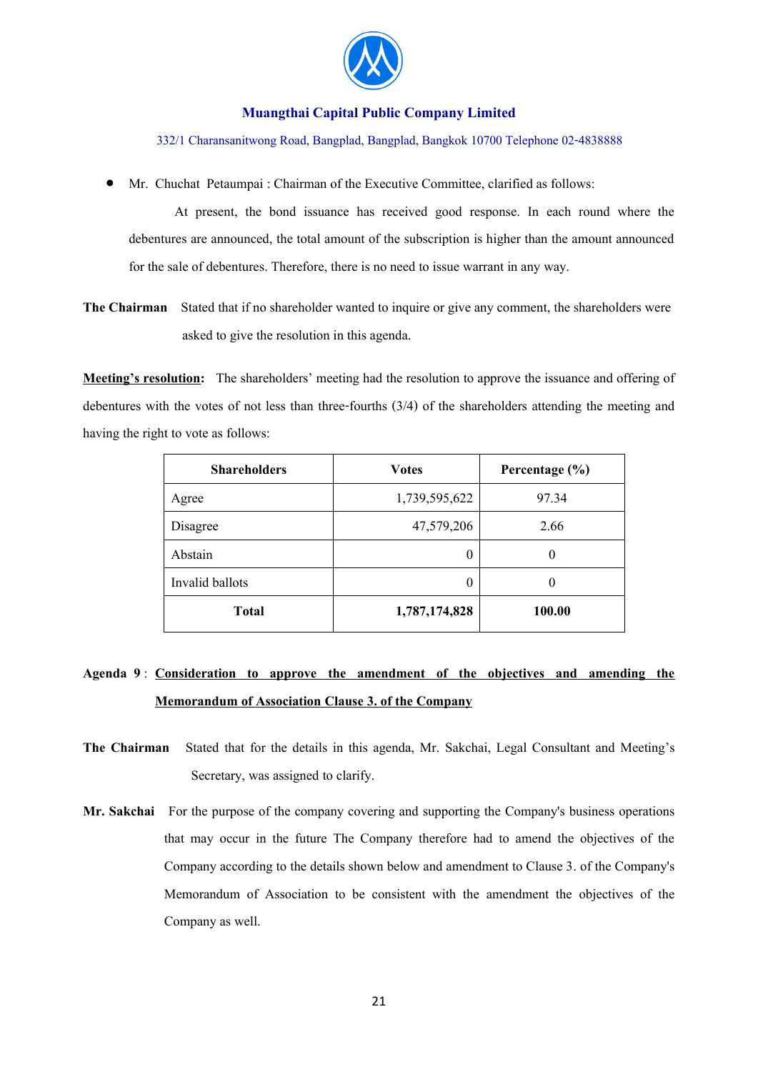- Mr. Chuchat Petaumpai : Chairman of the Executive Committee, clarified as follows:

  At present, the bond issuance has received good response. In each round where the debentures are announced, the total amount of the subscription is higher than the amount announced for the sale of debentures. Therefore, there is no need to issue warrant in any way.

**The Chairman** Stated that if no shareholder wanted to inquire or give any comment, the shareholders were asked to give the resolution in this agenda.

**Meeting's resolution:** The shareholders' meeting had the resolution to approve the issuance and offering of debentures with the votes of not less than three-fourths (3/4) of the shareholders attending the meeting and having the right to vote as follows:

| Shareholders | Votes | Percentage (%) |
|---|---|---|
| Agree | 1,739,595,622 | 97.34 |
| Disagree | 47,579,206 | 2.66 |
| Abstain | 0 | 0 |
| Invalid ballots | 0 | 0 |
| **Total** | **1,787,174,828** | **100.00** |

**Agenda 9 : Consideration to approve the amendment of the objectives and amending the Memorandum of Association Clause 3. of the Company**

**The Chairman** Stated that for the details in this agenda, Mr. Sakchai, Legal Consultant and Meeting's Secretary, was assigned to clarify.

**Mr. Sakchai** For the purpose of the company covering and supporting the Company's business operations that may occur in the future The Company therefore had to amend the objectives of the Company according to the details shown below and amendment to Clause 3. of the Company's Memorandum of Association to be consistent with the amendment the objectives of the Company as well.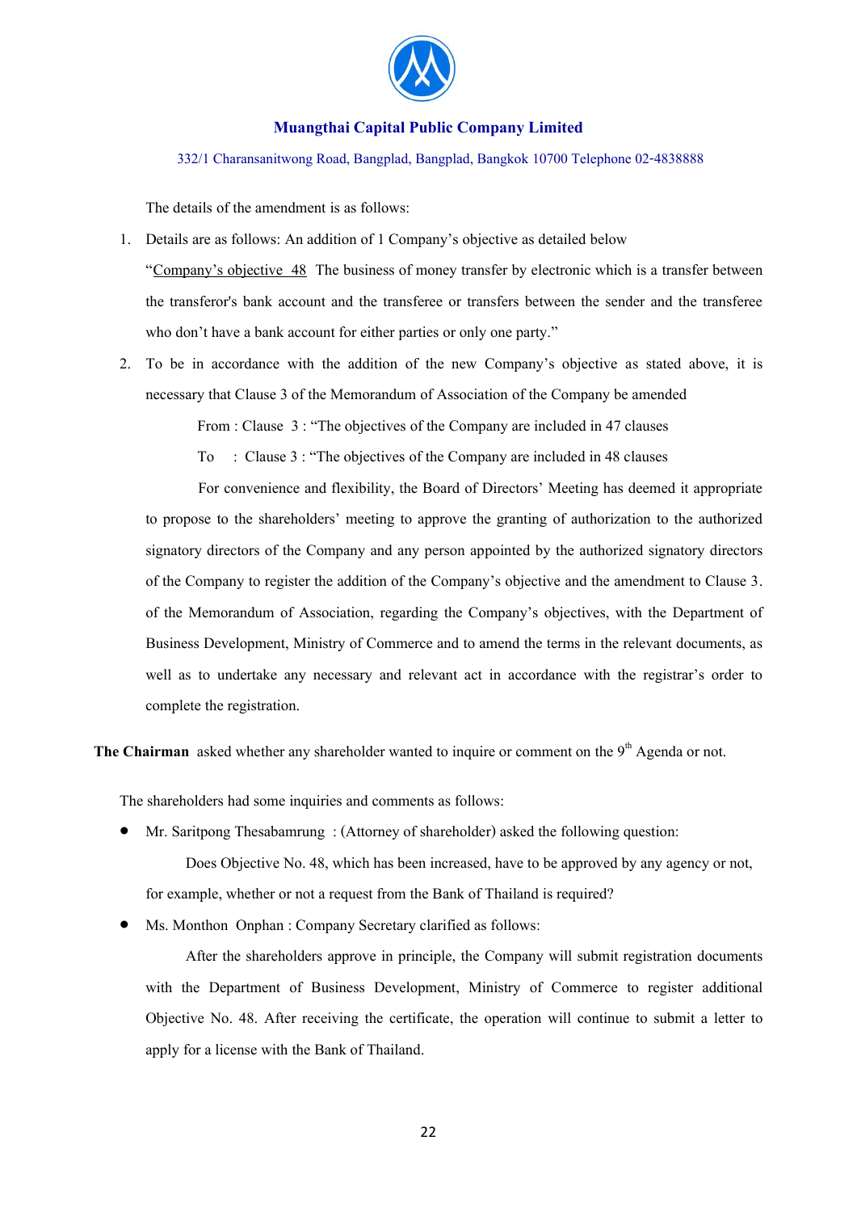**Muangthai Capital Public Company Limited**

332/1 Charansanitwong Road, Bangplad, Bangplad, Bangkok 10700 Telephone 02-4838888

The details of the amendment is as follows:

1. Details are as follows: An addition of 1 Company's objective as detailed below

   "<u>Company's objective 48</u> The business of money transfer by electronic which is a transfer between the transferor's bank account and the transferee or transfers between the sender and the transferee who don't have a bank account for either parties or only one party."

2. To be in accordance with the addition of the new Company's objective as stated above, it is necessary that Clause 3 of the Memorandum of Association of the Company be amended

   From : Clause 3 : "The objectives of the Company are included in 47 clauses

   To : Clause 3 : "The objectives of the Company are included in 48 clauses

   For convenience and flexibility, the Board of Directors' Meeting has deemed it appropriate to propose to the shareholders' meeting to approve the granting of authorization to the authorized signatory directors of the Company and any person appointed by the authorized signatory directors of the Company to register the addition of the Company's objective and the amendment to Clause 3. of the Memorandum of Association, regarding the Company's objectives, with the Department of Business Development, Ministry of Commerce and to amend the terms in the relevant documents, as well as to undertake any necessary and relevant act in accordance with the registrar's order to complete the registration.

**The Chairman** asked whether any shareholder wanted to inquire or comment on the 9th Agenda or not.

The shareholders had some inquiries and comments as follows:

- Mr. Saritpong Thesabamrung : (Attorney of shareholder) asked the following question:

  Does Objective No. 48, which has been increased, have to be approved by any agency or not, for example, whether or not a request from the Bank of Thailand is required?

- Ms. Monthon Onphan : Company Secretary clarified as follows:

  After the shareholders approve in principle, the Company will submit registration documents with the Department of Business Development, Ministry of Commerce to register additional Objective No. 48. After receiving the certificate, the operation will continue to submit a letter to apply for a license with the Bank of Thailand.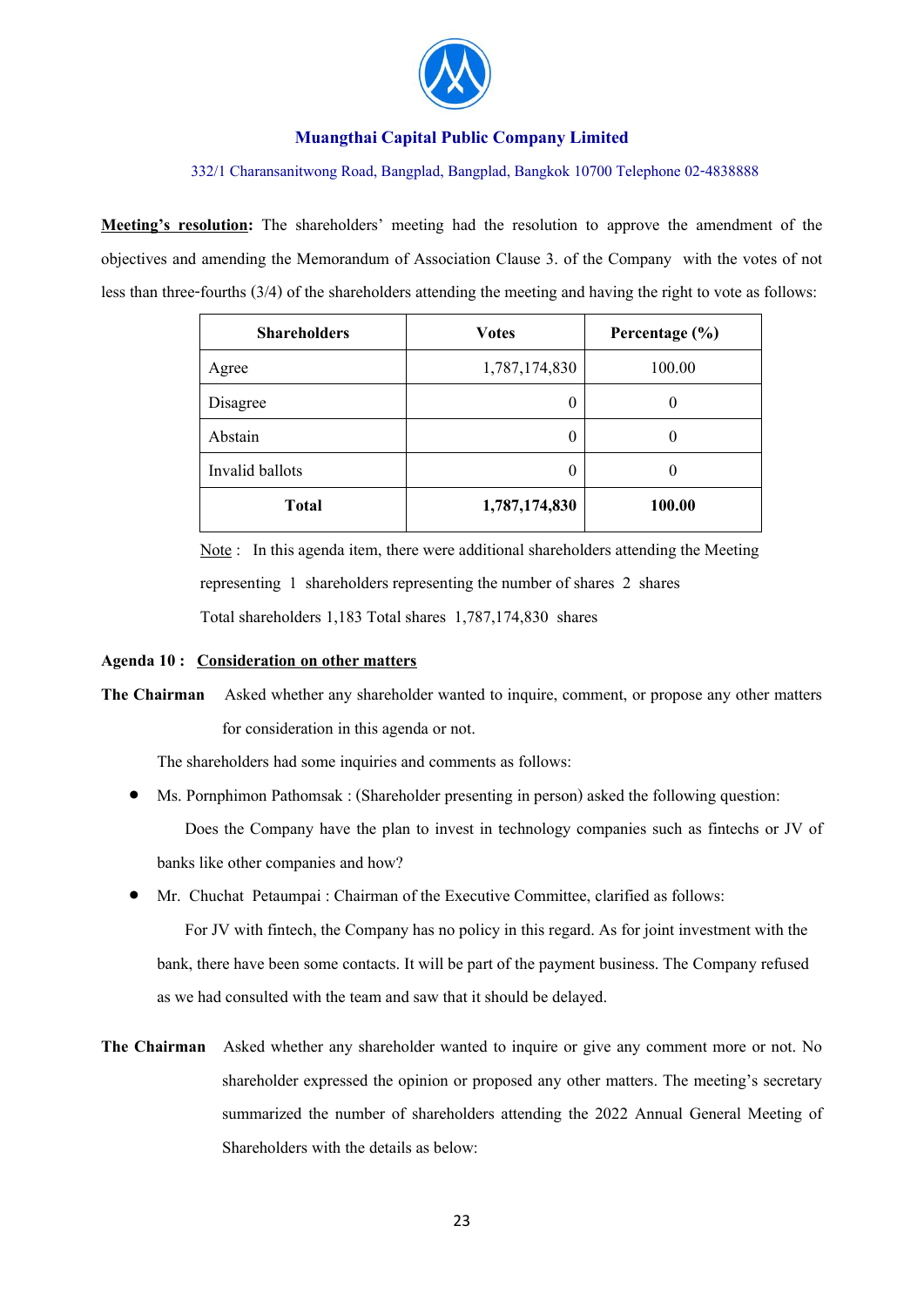**Meeting's resolution:** The shareholders' meeting had the resolution to approve the amendment of the objectives and amending the Memorandum of Association Clause 3. of the Company with the votes of not less than three-fourths (3/4) of the shareholders attending the meeting and having the right to vote as follows:

| Shareholders | Votes | Percentage (%) |
|---|---|---|
| Agree | 1,787,174,830 | 100.00 |
| Disagree | 0 | 0 |
| Abstain | 0 | 0 |
| Invalid ballots | 0 | 0 |
| **Total** | **1,787,174,830** | **100.00** |

Note : In this agenda item, there were additional shareholders attending the Meeting representing 1 shareholders representing the number of shares 2 shares

Total shareholders 1,183 Total shares 1,787,174,830 shares

**Agenda 10 : Consideration on other matters**

**The Chairman** Asked whether any shareholder wanted to inquire, comment, or propose any other matters for consideration in this agenda or not.

The shareholders had some inquiries and comments as follows:

- Ms. Pornphimon Pathomsak : (Shareholder presenting in person) asked the following question:

  Does the Company have the plan to invest in technology companies such as fintechs or JV of banks like other companies and how?

- Mr. Chuchat Petaumpai : Chairman of the Executive Committee, clarified as follows:

  For JV with fintech, the Company has no policy in this regard. As for joint investment with the bank, there have been some contacts. It will be part of the payment business. The Company refused as we had consulted with the team and saw that it should be delayed.

**The Chairman** Asked whether any shareholder wanted to inquire or give any comment more or not. No shareholder expressed the opinion or proposed any other matters. The meeting's secretary summarized the number of shareholders attending the 2022 Annual General Meeting of Shareholders with the details as below: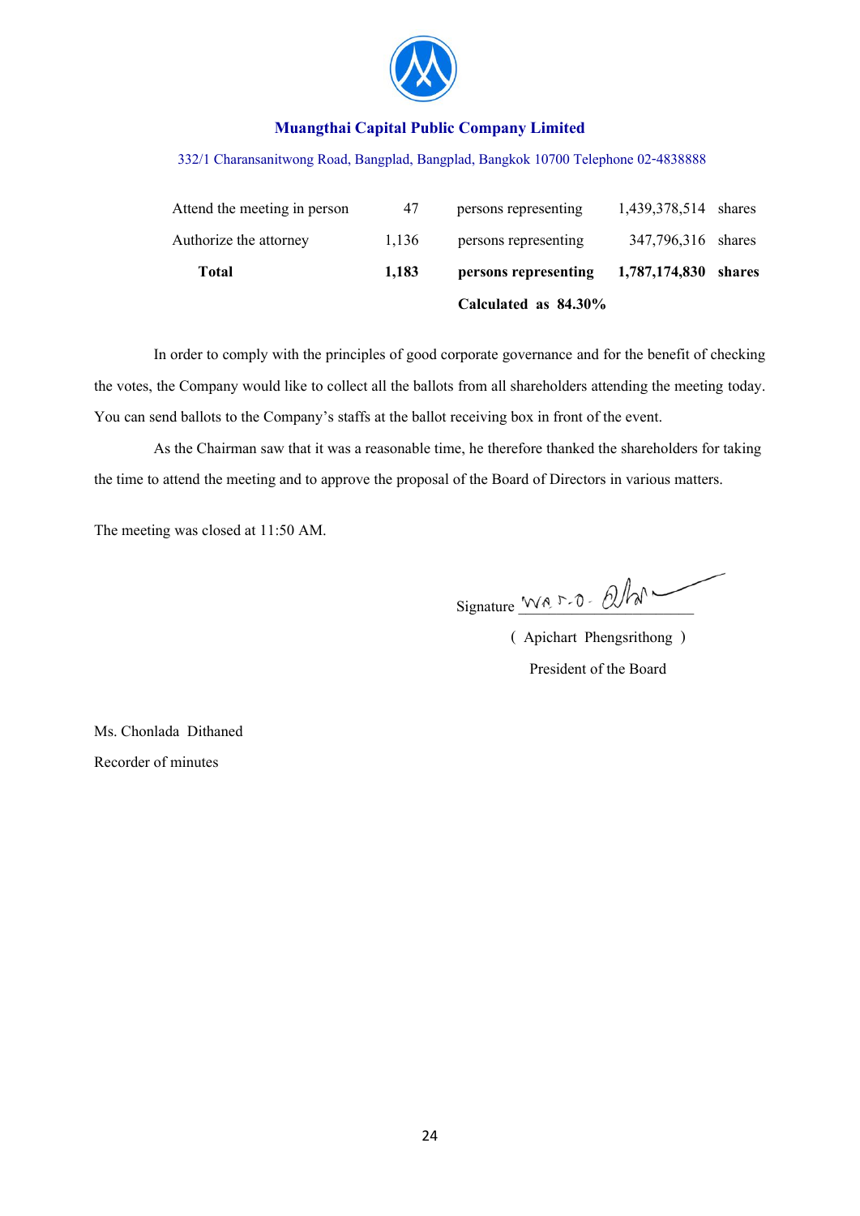**Muangthai Capital Public Company Limited**

332/1 Charansanitwong Road, Bangplad, Bangplad, Bangkok 10700 Telephone 02-4838888

| | | | | |
|---|---|---|---|---|
| Attend the meeting in person | 47 | persons representing | 1,439,378,514 | shares |
| Authorize the attorney | 1,136 | persons representing | 347,796,316 | shares |
| **Total** | **1,183** | **persons representing** | **1,787,174,830** | **shares** |
| | | **Calculated as 84.30%** | | |

In order to comply with the principles of good corporate governance and for the benefit of checking the votes, the Company would like to collect all the ballots from all shareholders attending the meeting today. You can send ballots to the Company's staffs at the ballot receiving box in front of the event.

As the Chairman saw that it was a reasonable time, he therefore thanked the shareholders for taking the time to attend the meeting and to approve the proposal of the Board of Directors in various matters.

The meeting was closed at 11:50 AM.

Signature ____________________

( Apichart Phengsrithong )

President of the Board

Ms. Chonlada Dithaned

Recorder of minutes